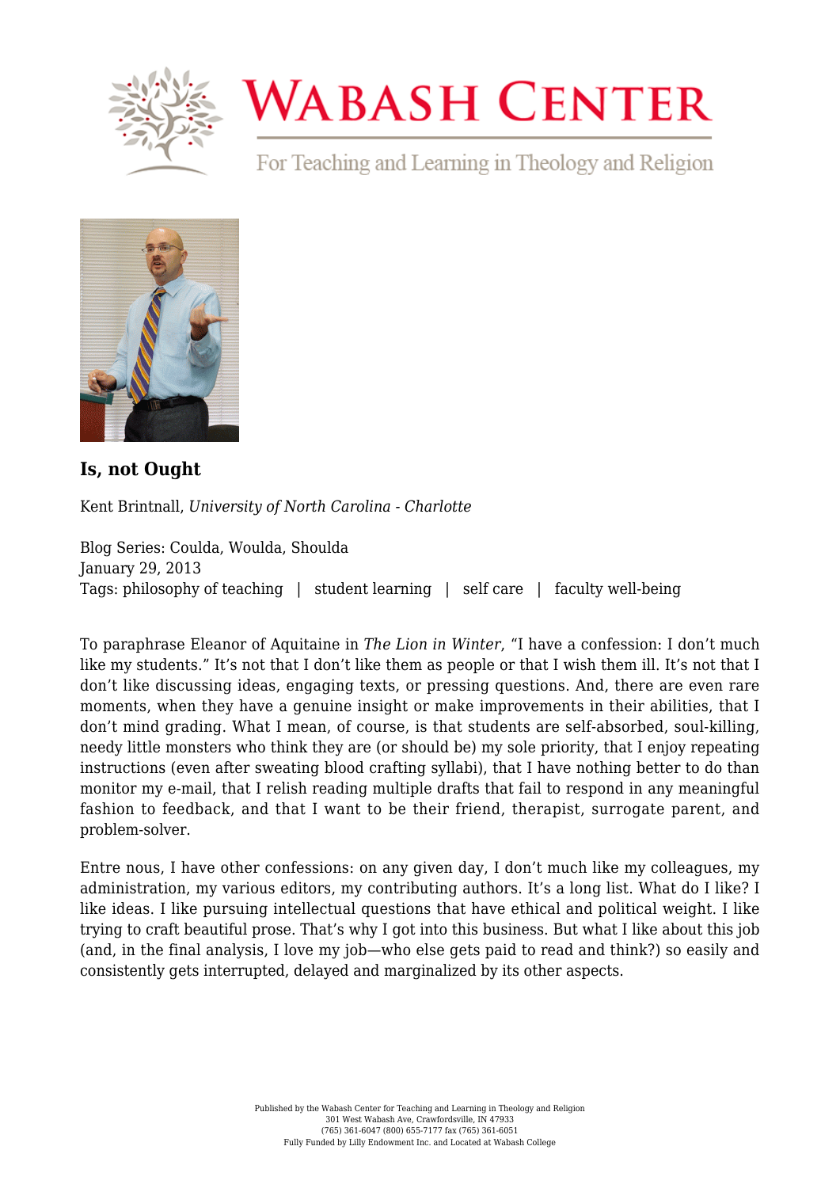# Wabash Center

For Teaching and Learning in Theology and Religion

### Is, not Ought

Kent Brintnall, *University of North Carolina - Charlotte*

Blog Series: Coulda, Woulda, Shoulda
January 29, 2013
Tags: philosophy of teaching | student learning | self care | faculty well-being

To paraphrase Eleanor of Aquitaine in *The Lion in Winter*, "I have a confession: I don't much like my students." It's not that I don't like them as people or that I wish them ill. It's not that I don't like discussing ideas, engaging texts, or pressing questions. And, there are even rare moments, when they have a genuine insight or make improvements in their abilities, that I don't mind grading. What I mean, of course, is that students are self-absorbed, soul-killing, needy little monsters who think they are (or should be) my sole priority, that I enjoy repeating instructions (even after sweating blood crafting syllabi), that I have nothing better to do than monitor my e-mail, that I relish reading multiple drafts that fail to respond in any meaningful fashion to feedback, and that I want to be their friend, therapist, surrogate parent, and problem-solver.

Entre nous, I have other confessions: on any given day, I don't much like my colleagues, my administration, my various editors, my contributing authors. It's a long list. What do I like? I like ideas. I like pursuing intellectual questions that have ethical and political weight. I like trying to craft beautiful prose. That's why I got into this business. But what I like about this job (and, in the final analysis, I love my job—who else gets paid to read and think?) so easily and consistently gets interrupted, delayed and marginalized by its other aspects.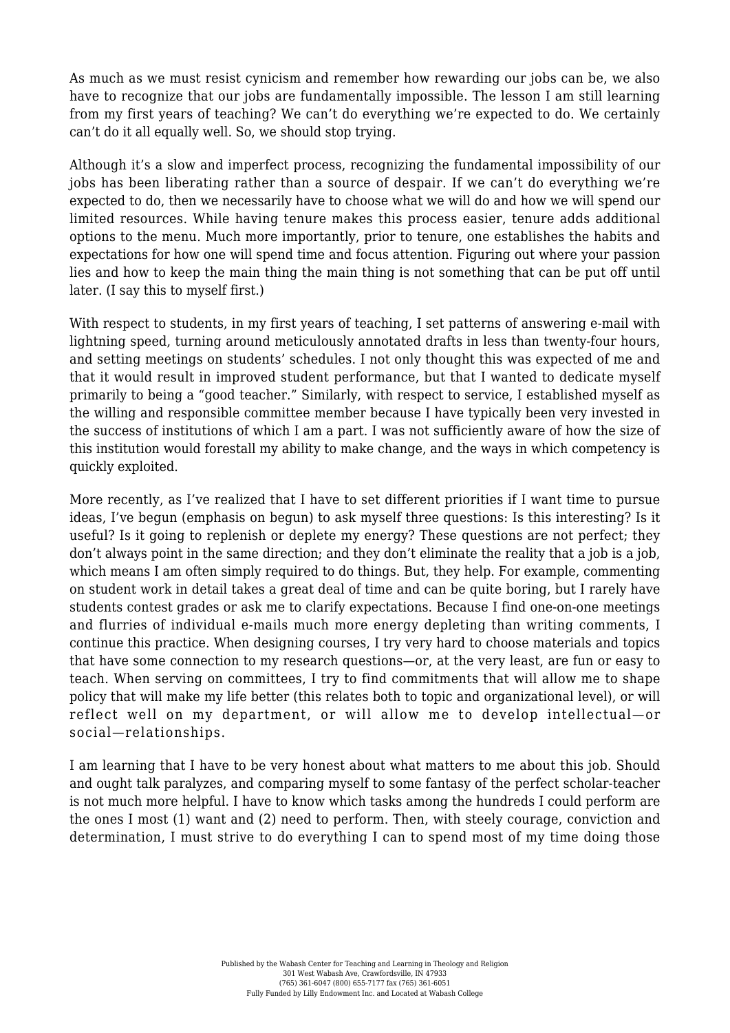As much as we must resist cynicism and remember how rewarding our jobs can be, we also have to recognize that our jobs are fundamentally impossible. The lesson I am still learning from my first years of teaching? We can't do everything we're expected to do. We certainly can't do it all equally well. So, we should stop trying.

Although it's a slow and imperfect process, recognizing the fundamental impossibility of our jobs has been liberating rather than a source of despair. If we can't do everything we're expected to do, then we necessarily have to choose what we will do and how we will spend our limited resources. While having tenure makes this process easier, tenure adds additional options to the menu. Much more importantly, prior to tenure, one establishes the habits and expectations for how one will spend time and focus attention. Figuring out where your passion lies and how to keep the main thing the main thing is not something that can be put off until later. (I say this to myself first.)

With respect to students, in my first years of teaching, I set patterns of answering e-mail with lightning speed, turning around meticulously annotated drafts in less than twenty-four hours, and setting meetings on students' schedules. I not only thought this was expected of me and that it would result in improved student performance, but that I wanted to dedicate myself primarily to being a "good teacher." Similarly, with respect to service, I established myself as the willing and responsible committee member because I have typically been very invested in the success of institutions of which I am a part. I was not sufficiently aware of how the size of this institution would forestall my ability to make change, and the ways in which competency is quickly exploited.

More recently, as I've realized that I have to set different priorities if I want time to pursue ideas, I've begun (emphasis on begun) to ask myself three questions: Is this interesting? Is it useful? Is it going to replenish or deplete my energy? These questions are not perfect; they don't always point in the same direction; and they don't eliminate the reality that a job is a job, which means I am often simply required to do things. But, they help. For example, commenting on student work in detail takes a great deal of time and can be quite boring, but I rarely have students contest grades or ask me to clarify expectations. Because I find one-on-one meetings and flurries of individual e-mails much more energy depleting than writing comments, I continue this practice. When designing courses, I try very hard to choose materials and topics that have some connection to my research questions—or, at the very least, are fun or easy to teach. When serving on committees, I try to find commitments that will allow me to shape policy that will make my life better (this relates both to topic and organizational level), or will reflect well on my department, or will allow me to develop intellectual—or social—relationships.

I am learning that I have to be very honest about what matters to me about this job. Should and ought talk paralyzes, and comparing myself to some fantasy of the perfect scholar-teacher is not much more helpful. I have to know which tasks among the hundreds I could perform are the ones I most (1) want and (2) need to perform. Then, with steely courage, conviction and determination, I must strive to do everything I can to spend most of my time doing those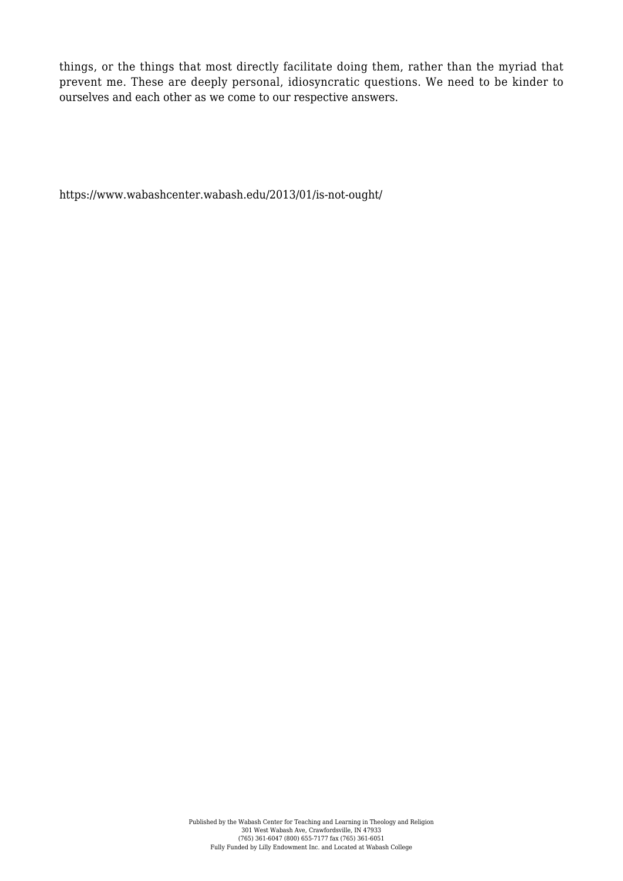things, or the things that most directly facilitate doing them, rather than the myriad that prevent me. These are deeply personal, idiosyncratic questions. We need to be kinder to ourselves and each other as we come to our respective answers.

https://www.wabashcenter.wabash.edu/2013/01/is-not-ought/